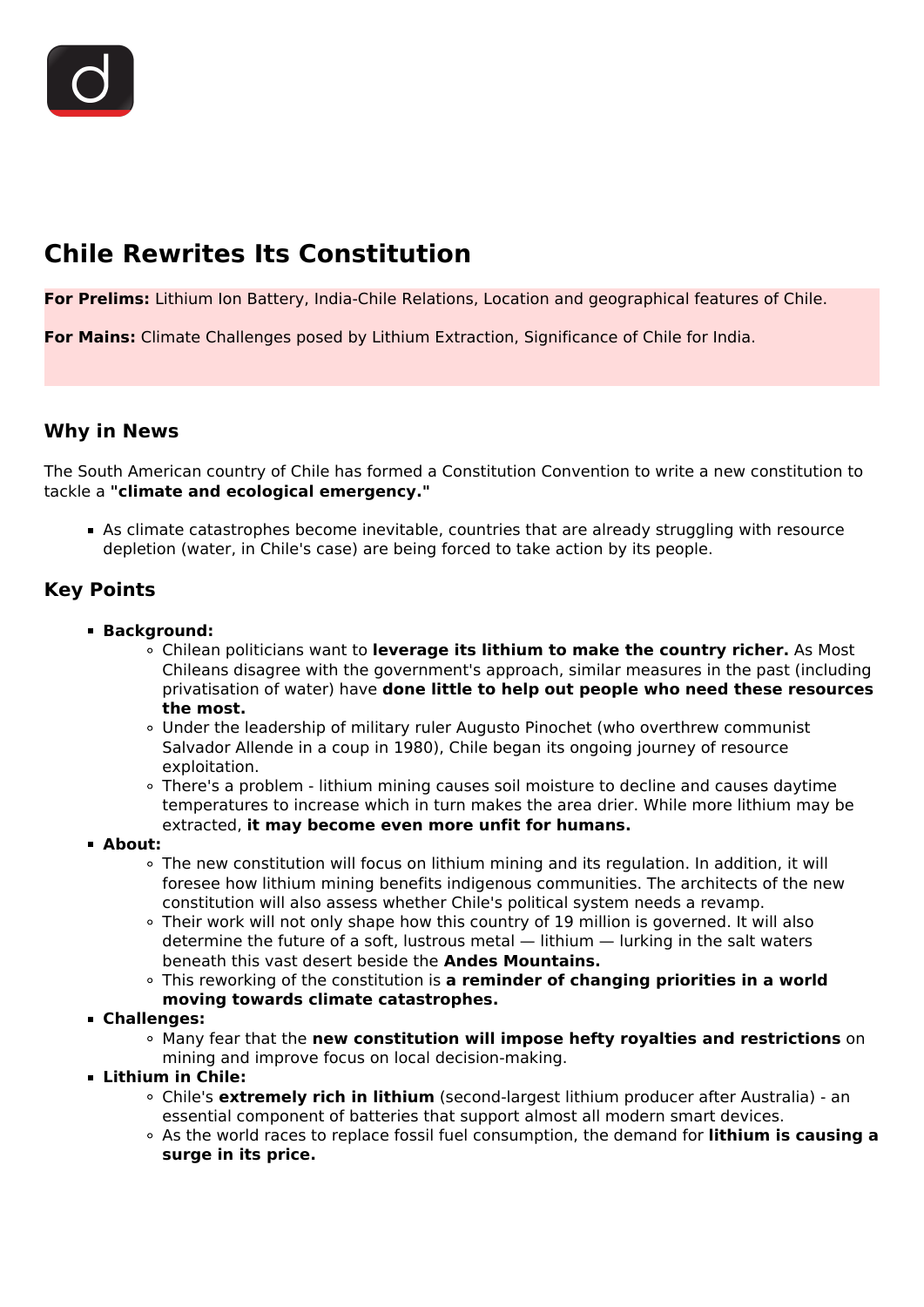# Chile Rewrites Its Constitution

**For Prelims:** Lithium Ion Battery, India-Chile Relations, Location and geographical features of Chile.

**For Mains:** Climate Challenges posed by Lithium Extraction, Significance of Chile for India.

## Why in News

The South American country of Chile has formed a Constitution Convention to write a new constitution to tackle a **"climate and ecological emergency."**

- As climate catastrophes become inevitable, countries that are already struggling with resource depletion (water, in Chile's case) are being forced to take action by its people.

## Key Points

- **Background:**
  - Chilean politicians want to **leverage its lithium to make the country richer.** As Most Chileans disagree with the government's approach, similar measures in the past (including privatisation of water) have **done little to help out people who need these resources the most.**
  - Under the leadership of military ruler Augusto Pinochet (who overthrew communist Salvador Allende in a coup in 1980), Chile began its ongoing journey of resource exploitation.
  - There's a problem - lithium mining causes soil moisture to decline and causes daytime temperatures to increase which in turn makes the area drier. While more lithium may be extracted, **it may become even more unfit for humans.**
- **About:**
  - The new constitution will focus on lithium mining and its regulation. In addition, it will foresee how lithium mining benefits indigenous communities. The architects of the new constitution will also assess whether Chile's political system needs a revamp.
  - Their work will not only shape how this country of 19 million is governed. It will also determine the future of a soft, lustrous metal — lithium — lurking in the salt waters beneath this vast desert beside the **Andes Mountains.**
  - This reworking of the constitution is **a reminder of changing priorities in a world moving towards climate catastrophes.**
- **Challenges:**
  - Many fear that the **new constitution will impose hefty royalties and restrictions** on mining and improve focus on local decision-making.
- **Lithium in Chile:**
  - Chile's **extremely rich in lithium** (second-largest lithium producer after Australia) - an essential component of batteries that support almost all modern smart devices.
  - As the world races to replace fossil fuel consumption, the demand for **lithium is causing a surge in its price.**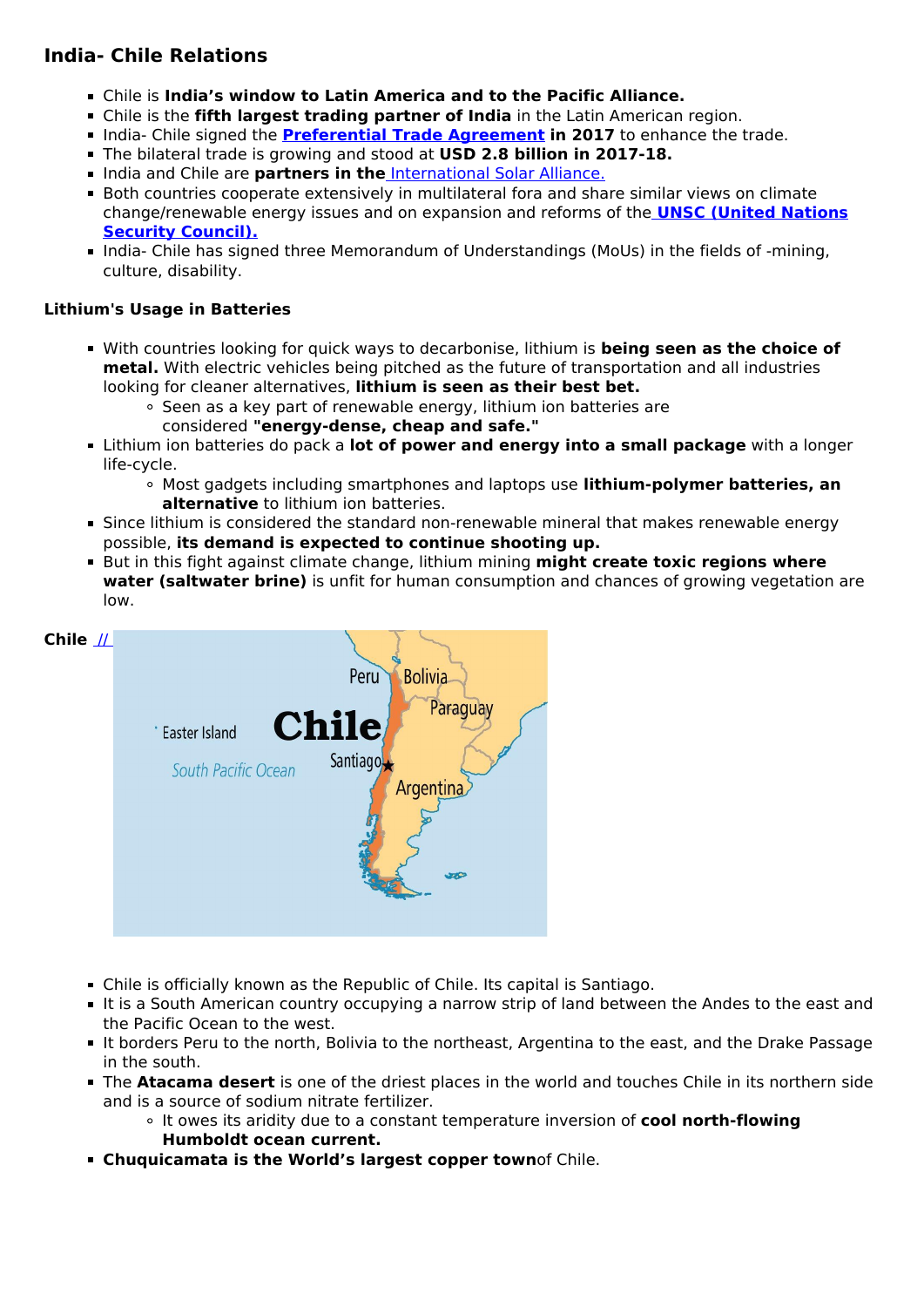## India- Chile Relations

- Chile is **India's window to Latin America and to the Pacific Alliance.**
- Chile is the **fifth largest trading partner of India** in the Latin American region.
- India- Chile signed the **Preferential Trade Agreement in 2017** to enhance the trade.
- The bilateral trade is growing and stood at **USD 2.8 billion in 2017-18.**
- India and Chile are **partners in the** International Solar Alliance.
- Both countries cooperate extensively in multilateral fora and share similar views on climate change/renewable energy issues and on expansion and reforms of the **UNSC (United Nations Security Council).**
- India- Chile has signed three Memorandum of Understandings (MoUs) in the fields of -mining, culture, disability.

### Lithium's Usage in Batteries

- With countries looking for quick ways to decarbonise, lithium is **being seen as the choice of metal.** With electric vehicles being pitched as the future of transportation and all industries looking for cleaner alternatives, **lithium is seen as their best bet.**
  - Seen as a key part of renewable energy, lithium ion batteries are considered **"energy-dense, cheap and safe."**
- Lithium ion batteries do pack a **lot of power and energy into a small package** with a longer life-cycle.
  - Most gadgets including smartphones and laptops use **lithium-polymer batteries, an alternative** to lithium ion batteries.
- Since lithium is considered the standard non-renewable mineral that makes renewable energy possible, **its demand is expected to continue shooting up.**
- But in this fight against climate change, lithium mining **might create toxic regions where water (saltwater brine)** is unfit for human consumption and chances of growing vegetation are low.

### Chile //

- Chile is officially known as the Republic of Chile. Its capital is Santiago.
- It is a South American country occupying a narrow strip of land between the Andes to the east and the Pacific Ocean to the west.
- It borders Peru to the north, Bolivia to the northeast, Argentina to the east, and the Drake Passage in the south.
- The **Atacama desert** is one of the driest places in the world and touches Chile in its northern side and is a source of sodium nitrate fertilizer.
  - It owes its aridity due to a constant temperature inversion of **cool north-flowing Humboldt ocean current.**
- **Chuquicamata is the World's largest copper town** of Chile.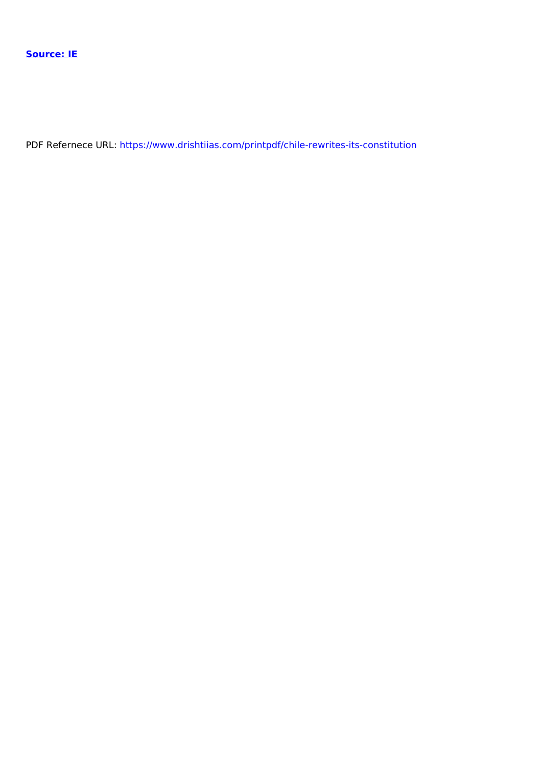**Source: IE**

PDF Refernece URL: https://www.drishtiias.com/printpdf/chile-rewrites-its-constitution